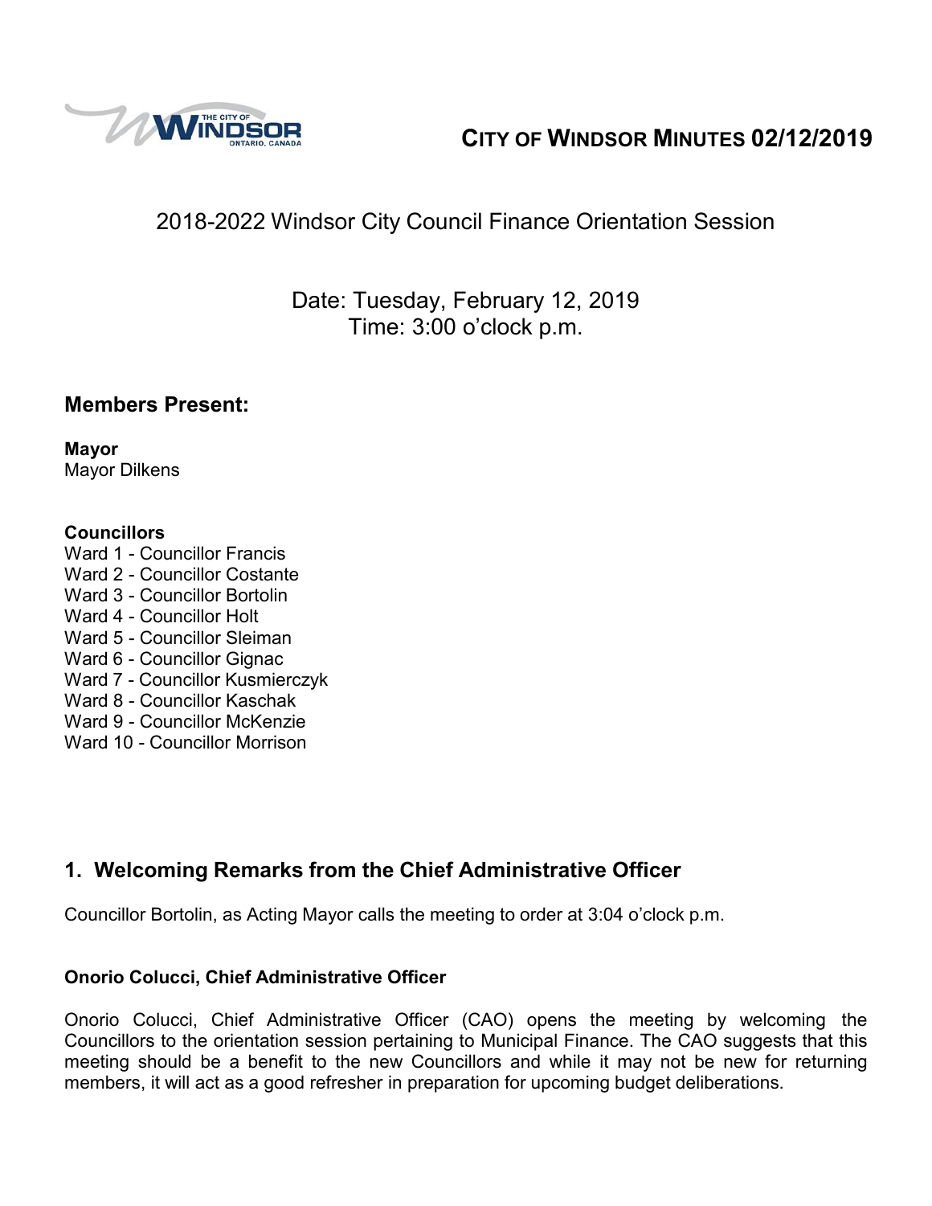# CITY OF WINDSOR MINUTES 02/12/2019

## 2018-2022 Windsor City Council Finance Orientation Session

Date: Tuesday, February 12, 2019
Time: 3:00 o'clock p.m.

## Members Present:

**Mayor**
Mayor Dilkens

**Councillors**
Ward 1 - Councillor Francis
Ward 2 - Councillor Costante
Ward 3 - Councillor Bortolin
Ward 4 - Councillor Holt
Ward 5 - Councillor Sleiman
Ward 6 - Councillor Gignac
Ward 7 - Councillor Kusmierczyk
Ward 8 - Councillor Kaschak
Ward 9 - Councillor McKenzie
Ward 10 - Councillor Morrison

## 1. Welcoming Remarks from the Chief Administrative Officer

Councillor Bortolin, as Acting Mayor calls the meeting to order at 3:04 o'clock p.m.

**Onorio Colucci, Chief Administrative Officer**

Onorio Colucci, Chief Administrative Officer (CAO) opens the meeting by welcoming the Councillors to the orientation session pertaining to Municipal Finance. The CAO suggests that this meeting should be a benefit to the new Councillors and while it may not be new for returning members, it will act as a good refresher in preparation for upcoming budget deliberations.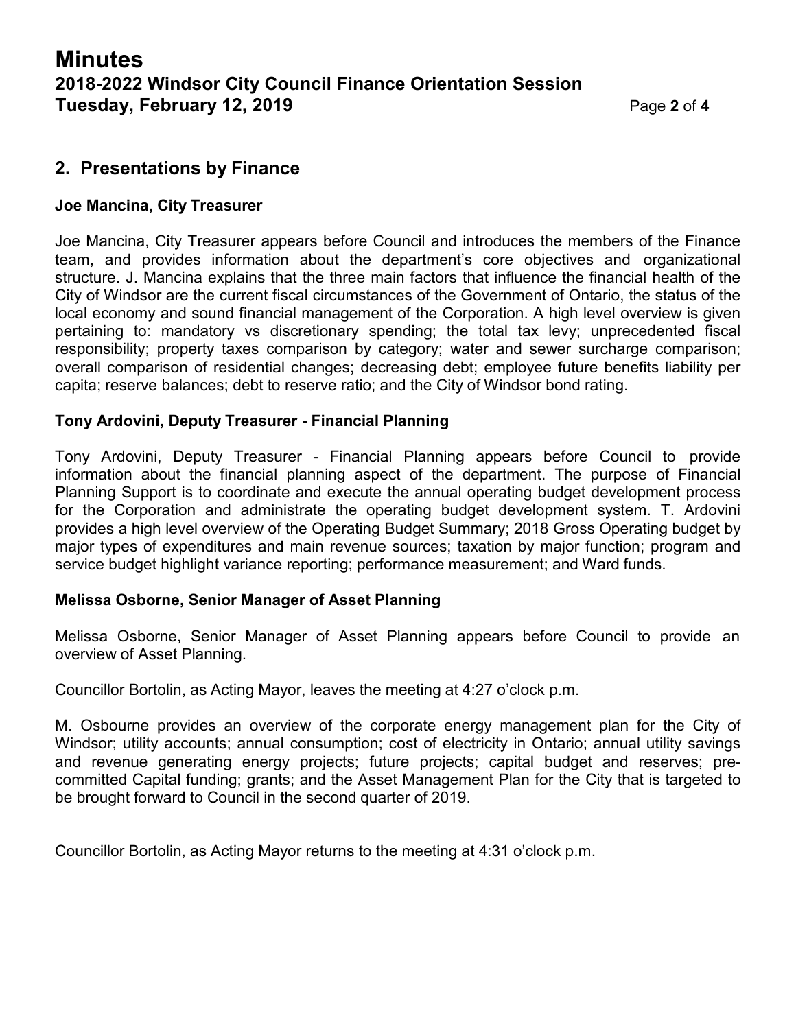## 2. Presentations by Finance

### Joe Mancina, City Treasurer

Joe Mancina, City Treasurer appears before Council and introduces the members of the Finance team, and provides information about the department's core objectives and organizational structure. J. Mancina explains that the three main factors that influence the financial health of the City of Windsor are the current fiscal circumstances of the Government of Ontario, the status of the local economy and sound financial management of the Corporation. A high level overview is given pertaining to: mandatory vs discretionary spending; the total tax levy; unprecedented fiscal responsibility; property taxes comparison by category; water and sewer surcharge comparison; overall comparison of residential changes; decreasing debt; employee future benefits liability per capita; reserve balances; debt to reserve ratio; and the City of Windsor bond rating.

### Tony Ardovini, Deputy Treasurer - Financial Planning

Tony Ardovini, Deputy Treasurer - Financial Planning appears before Council to provide information about the financial planning aspect of the department. The purpose of Financial Planning Support is to coordinate and execute the annual operating budget development process for the Corporation and administrate the operating budget development system. T. Ardovini provides a high level overview of the Operating Budget Summary; 2018 Gross Operating budget by major types of expenditures and main revenue sources; taxation by major function; program and service budget highlight variance reporting; performance measurement; and Ward funds.

### Melissa Osborne, Senior Manager of Asset Planning

Melissa Osborne, Senior Manager of Asset Planning appears before Council to provide an overview of Asset Planning.

Councillor Bortolin, as Acting Mayor, leaves the meeting at 4:27 o'clock p.m.

M. Osbourne provides an overview of the corporate energy management plan for the City of Windsor; utility accounts; annual consumption; cost of electricity in Ontario; annual utility savings and revenue generating energy projects; future projects; capital budget and reserves; pre-committed Capital funding; grants; and the Asset Management Plan for the City that is targeted to be brought forward to Council in the second quarter of 2019.

Councillor Bortolin, as Acting Mayor returns to the meeting at 4:31 o'clock p.m.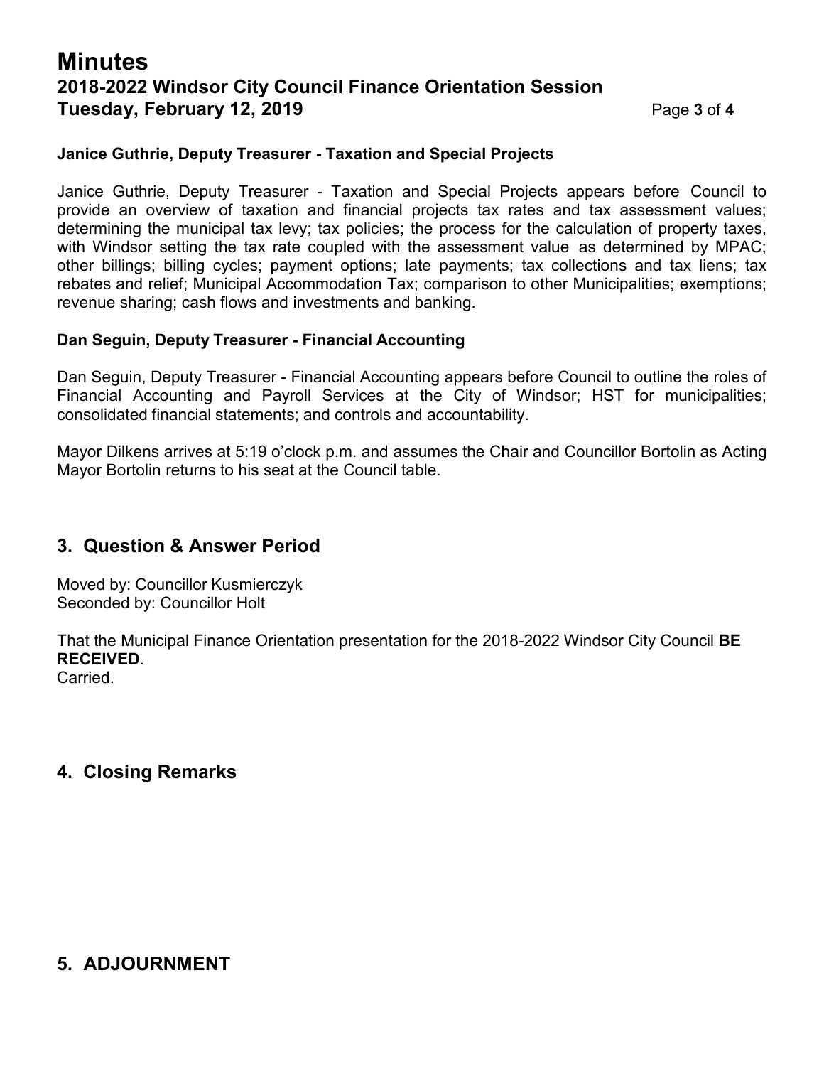**Janice Guthrie, Deputy Treasurer - Taxation and Special Projects**

Janice Guthrie, Deputy Treasurer - Taxation and Special Projects appears before Council to provide an overview of taxation and financial projects tax rates and tax assessment values; determining the municipal tax levy; tax policies; the process for the calculation of property taxes, with Windsor setting the tax rate coupled with the assessment value as determined by MPAC; other billings; billing cycles; payment options; late payments; tax collections and tax liens; tax rebates and relief; Municipal Accommodation Tax; comparison to other Municipalities; exemptions; revenue sharing; cash flows and investments and banking.

**Dan Seguin, Deputy Treasurer - Financial Accounting**

Dan Seguin, Deputy Treasurer - Financial Accounting appears before Council to outline the roles of Financial Accounting and Payroll Services at the City of Windsor; HST for municipalities; consolidated financial statements; and controls and accountability.

Mayor Dilkens arrives at 5:19 o'clock p.m. and assumes the Chair and Councillor Bortolin as Acting Mayor Bortolin returns to his seat at the Council table.

## 3. Question & Answer Period

Moved by: Councillor Kusmierczyk
Seconded by: Councillor Holt

That the Municipal Finance Orientation presentation for the 2018-2022 Windsor City Council **BE RECEIVED**.
Carried.

## 4. Closing Remarks

## 5. ADJOURNMENT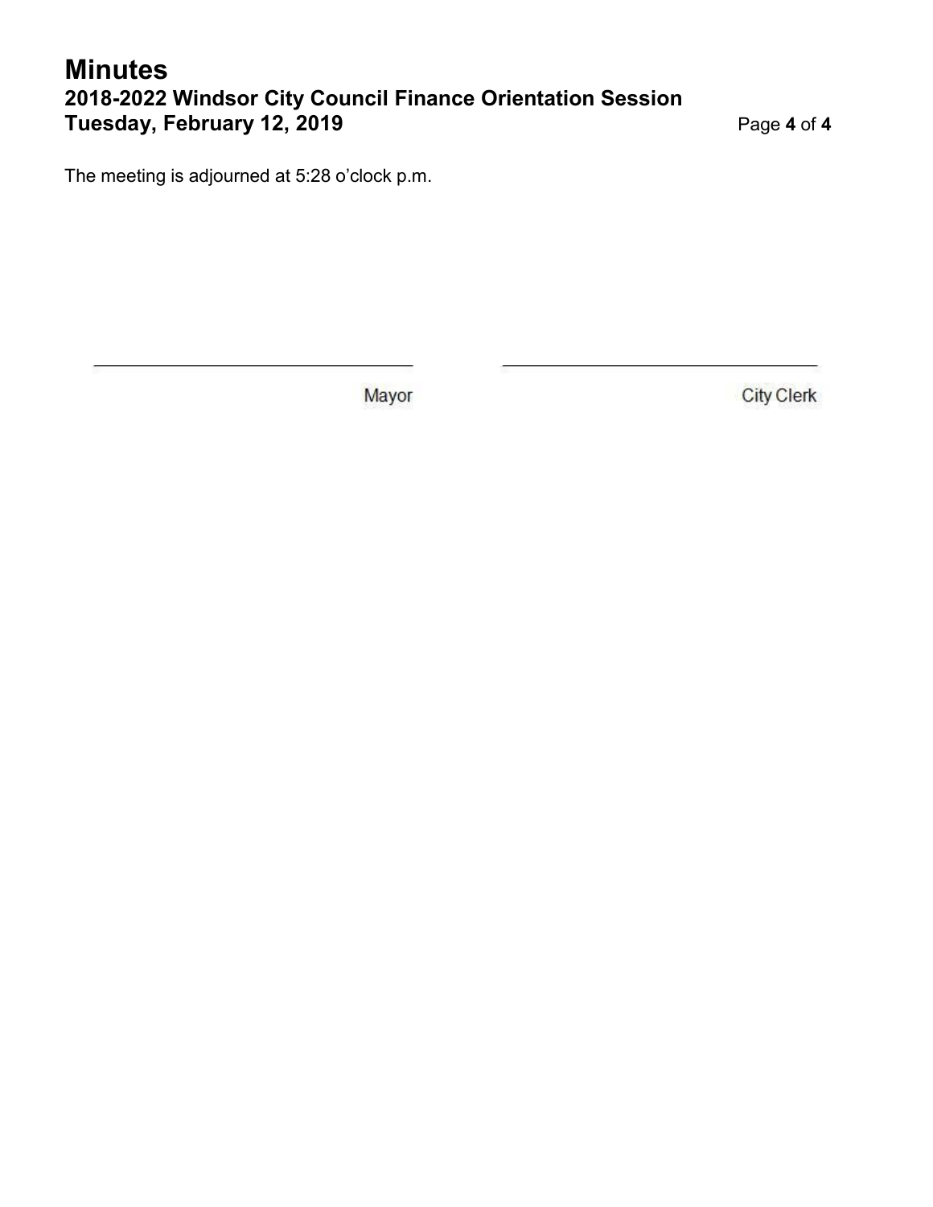The meeting is adjourned at 5:28 o'clock p.m.

\_\_\_\_\_\_\_\_\_\_\_\_\_\_\_\_\_\_\_\_\_\_\_\_\_\_\_\_\_\_\_\_\_\_\_\_ \_\_\_\_\_\_\_\_\_\_\_\_\_\_\_\_\_\_\_\_\_\_\_\_\_\_\_\_\_\_\_\_\_\_\_\_

Mayor City Clerk